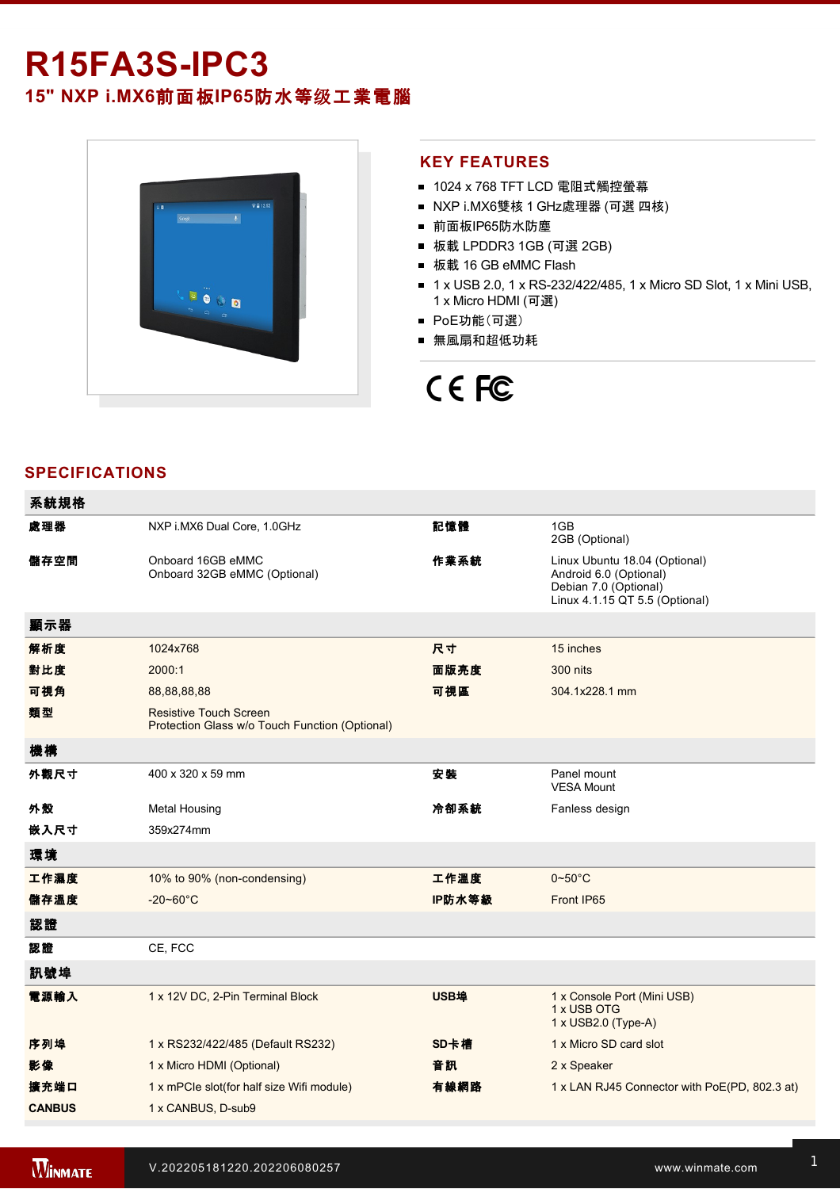# R15FA3S-IPC3

## 15" NXP i.MX6前面板IP65防水等级工業電腦

## KEY FEATURES

- 1024 x 768 TFT LCD 電阻式觸控螢幕
- NXP i.MX6雙核 1 GHz處理器 (可選 四核)
- 前面板IP65防水防塵
- 板載 LPDDR3 1GB (可選 2GB)
- 板載 16 GB eMMC Flash
- 1 x USB 2.0, 1 x RS-232/422/485, 1 x Micro SD Slot, 1 x Mini USB, 1 x Micro HDMI (可選)
- PoE功能（可選）
- 無風扇和超低功耗

## SPECIFICATIONS

| 系統規格 | | | |
|---|---|---|---|
| **處理器** | NXP i.MX6 Dual Core, 1.0GHz | **記憶體** | 1GB<br>2GB (Optional) |
| **儲存空間** | Onboard 16GB eMMC<br>Onboard 32GB eMMC (Optional) | **作業系統** | Linux Ubuntu 18.04 (Optional)<br>Android 6.0 (Optional)<br>Debian 7.0 (Optional)<br>Linux 4.1.15 QT 5.5 (Optional) |
| **顯示器** | | | |
| **解析度** | 1024x768 | **尺寸** | 15 inches |
| **對比度** | 2000:1 | **面版亮度** | 300 nits |
| **可視角** | 88,88,88,88 | **可視區** | 304.1x228.1 mm |
| **類型** | Resistive Touch Screen<br>Protection Glass w/o Touch Function (Optional) | | |
| **機構** | | | |
| **外觀尺寸** | 400 x 320 x 59 mm | **安裝** | Panel mount<br>VESA Mount |
| **外殼** | Metal Housing | **冷卻系統** | Fanless design |
| **嵌入尺寸** | 359x274mm | | |
| **環境** | | | |
| **工作濕度** | 10% to 90% (non-condensing) | **工作溫度** | 0~50°C |
| **儲存溫度** | -20~60°C | **IP防水等級** | Front IP65 |
| **認證** | | | |
| **認證** | CE, FCC | | |
| **訊號埠** | | | |
| **電源輸入** | 1 x 12V DC, 2-Pin Terminal Block | **USB埠** | 1 x Console Port (Mini USB)<br>1 x USB OTG<br>1 x USB2.0 (Type-A) |
| **序列埠** | 1 x RS232/422/485 (Default RS232) | **SD卡槽** | 1 x Micro SD card slot |
| **影像** | 1 x Micro HDMI (Optional) | **音訊** | 2 x Speaker |
| **擴充端口** | 1 x mPCIe slot(for half size Wifi module) | **有線網路** | 1 x LAN RJ45 Connector with PoE(PD, 802.3 at) |
| **CANBUS** | 1 x CANBUS, D-sub9 | | |

V.202205181220.202206080257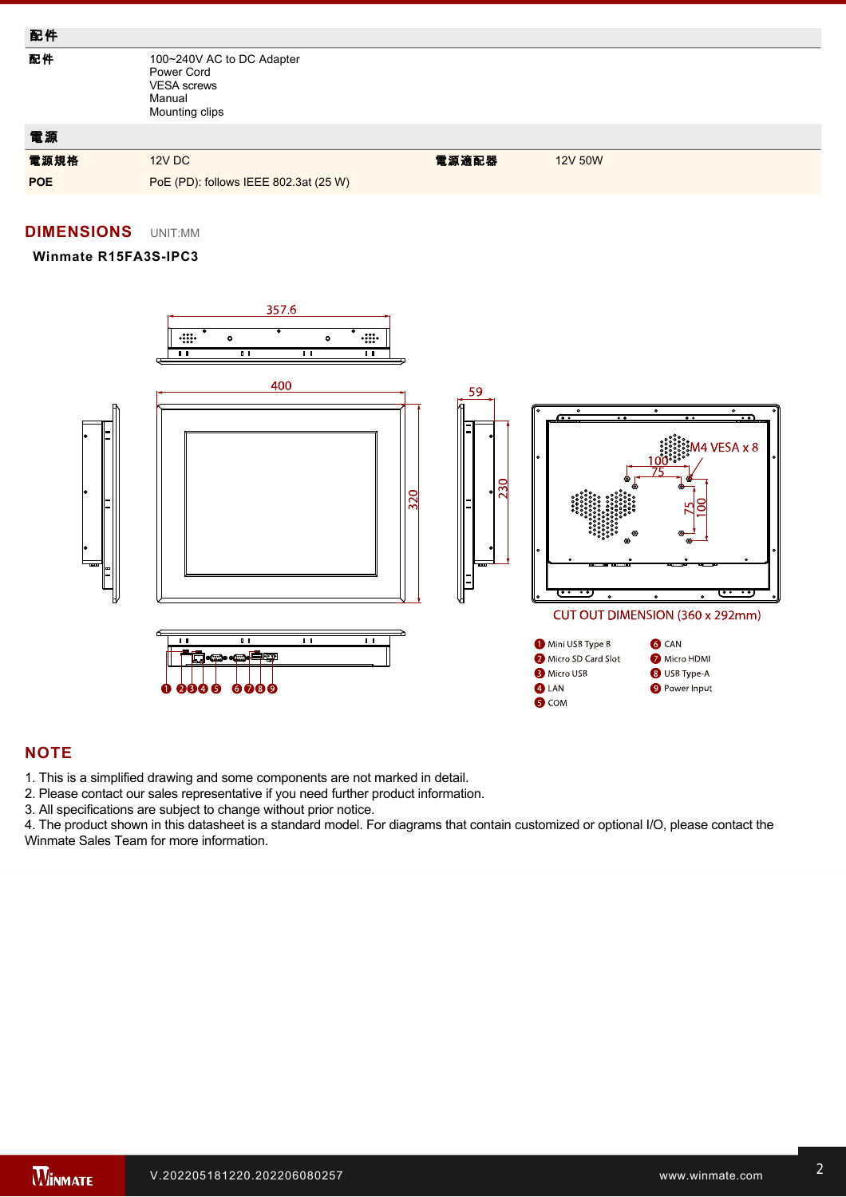## 配件

| | |
|---|---|
| **配件** | 100~240V AC to DC Adapter<br>Power Cord<br>VESA screws<br>Manual<br>Mounting clips |

## 電源

| | | | |
|---|---|---|---|
| **電源規格** | 12V DC | **電源適配器** | 12V 50W |
| **POE** | PoE (PD): follows IEEE 802.3at (25 W) | | |

## DIMENSIONS UNIT:MM

**Winmate R15FA3S-IPC3**

357.6
400
59
320
230
M4 VESA x 8
100
75
75
100
CUT OUT DIMENSION (360 x 292mm)

1 Mini USB Type B
2 Micro SD Card Slot
3 Micro USB
4 LAN
5 COM
6 CAN
7 Micro HDMI
8 USB Type-A
9 Power Input

## NOTE

1. This is a simplified drawing and some components are not marked in detail.
2. Please contact our sales representative if you need further product information.
3. All specifications are subject to change without prior notice.
4. The product shown in this datasheet is a standard model. For diagrams that contain customized or optional I/O, please contact the Winmate Sales Team for more information.